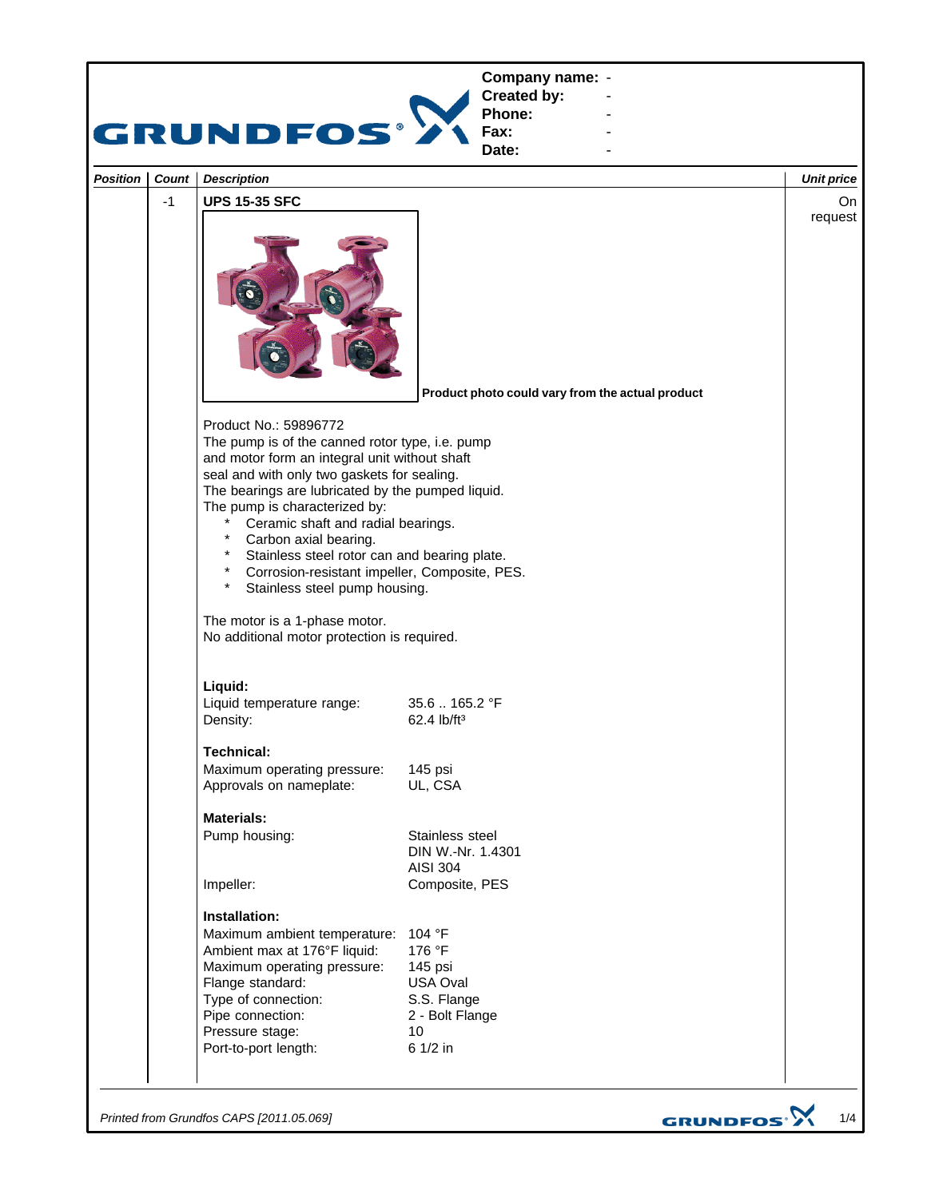**Company name:** -
**Created by:** -
**Phone:** -
**Fax:** -
**Date:** -

| Position | Count | Description | Unit price |
|---|---|---|---|
| | -1 | **UPS 15-35 SFC** | On request |

**Product photo could vary from the actual product**

Product No.: 59896772

The pump is of the canned rotor type, i.e. pump and motor form an integral unit without shaft seal and with only two gaskets for sealing.
The bearings are lubricated by the pumped liquid.
The pump is characterized by:

- Ceramic shaft and radial bearings.
- Carbon axial bearing.
- Stainless steel rotor can and bearing plate.
- Corrosion-resistant impeller, Composite, PES.
- Stainless steel pump housing.

The motor is a 1-phase motor.
No additional motor protection is required.

**Liquid:**

| | |
|---|---|
| Liquid temperature range: | 35.6 .. 165.2 °F |
| Density: | 62.4 lb/ft³ |

**Technical:**

| | |
|---|---|
| Maximum operating pressure: | 145 psi |
| Approvals on nameplate: | UL, CSA |

**Materials:**

| | |
|---|---|
| Pump housing: | Stainless steel<br>DIN W.-Nr. 1.4301<br>AISI 304 |
| Impeller: | Composite, PES |

**Installation:**

| | |
|---|---|
| Maximum ambient temperature: | 104 °F |
| Ambient max at 176°F liquid: | 176 °F |
| Maximum operating pressure: | 145 psi |
| Flange standard: | USA Oval |
| Type of connection: | S.S. Flange |
| Pipe connection: | 2 - Bolt Flange |
| Pressure stage: | 10 |
| Port-to-port length: | 6 1/2 in |

*Printed from Grundfos CAPS [2011.05.069]*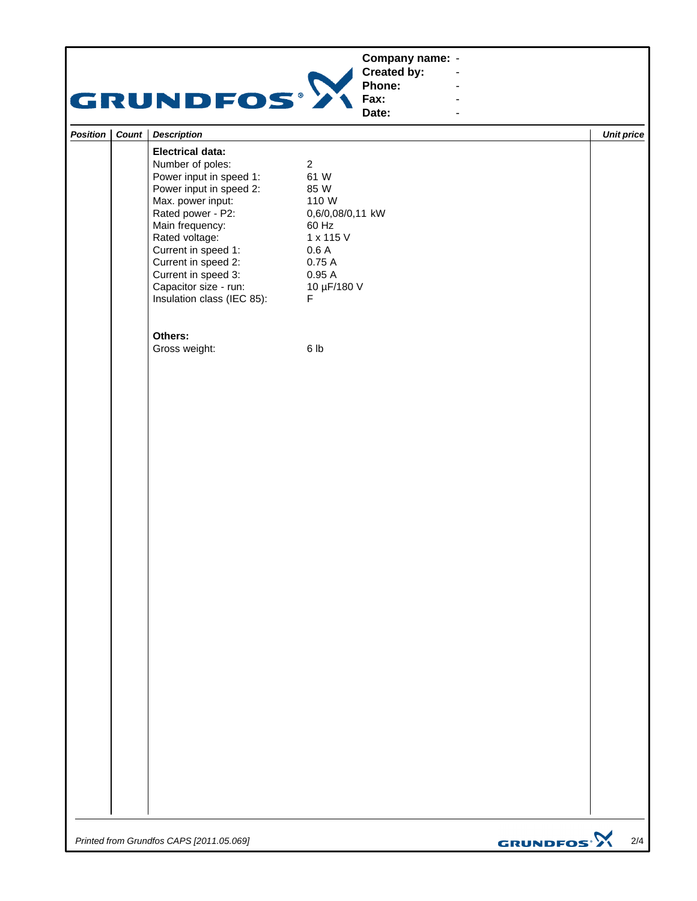| Company name: | - |
| --- | --- |
| Created by: | - |
| Phone: | - |
| Fax: | - |
| Date: | - |

| Position | Count | Description | Unit price |
| --- | --- | --- | --- |
| | | **Electrical data:** | |
| | | Number of poles: 2 | |
| | | Power input in speed 1: 61 W | |
| | | Power input in speed 2: 85 W | |
| | | Max. power input: 110 W | |
| | | Rated power - P2: 0,6/0,08/0,11 kW | |
| | | Main frequency: 60 Hz | |
| | | Rated voltage: 1 x 115 V | |
| | | Current in speed 1: 0.6 A | |
| | | Current in speed 2: 0.75 A | |
| | | Current in speed 3: 0.95 A | |
| | | Capacitor size - run: 10 µF/180 V | |
| | | Insulation class (IEC 85): F | |
| | | | |
| | | **Others:** | |
| | | Gross weight: 6 lb | |

*Printed from Grundfos CAPS [2011.05.069]*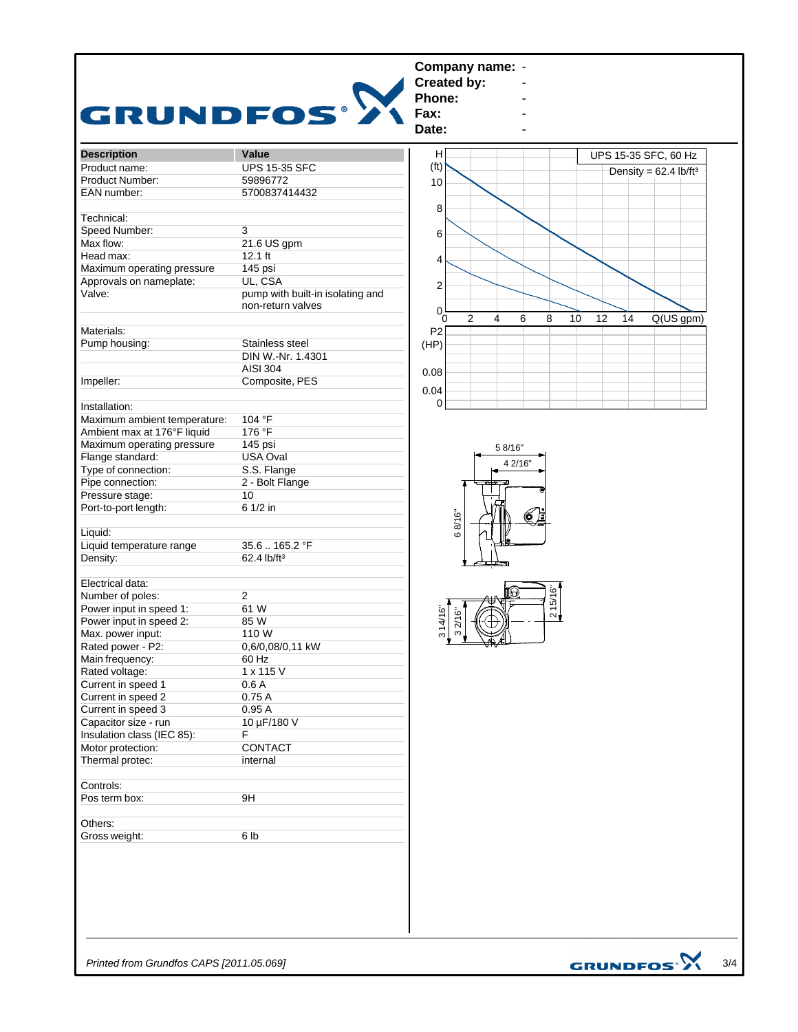**Company name:** -
**Created by:** -
**Phone:** -
**Fax:** -
**Date:** -

| Description | Value |
|---|---|
| Product name: | UPS 15-35 SFC |
| Product Number: | 59896772 |
| EAN number: | 5700837414432 |
| | |
| Technical: | |
| Speed Number: | 3 |
| Max flow: | 21.6 US gpm |
| Head max: | 12.1 ft |
| Maximum operating pressure | 145 psi |
| Approvals on nameplate: | UL, CSA |
| Valve: | pump with built-in isolating and non-return valves |
| | |
| Materials: | |
| Pump housing: | Stainless steel |
| | DIN W.-Nr. 1.4301 |
| | AISI 304 |
| Impeller: | Composite, PES |
| | |
| Installation: | |
| Maximum ambient temperature: | 104 °F |
| Ambient max at 176°F liquid | 176 °F |
| Maximum operating pressure | 145 psi |
| Flange standard: | USA Oval |
| Type of connection: | S.S. Flange |
| Pipe connection: | 2 - Bolt Flange |
| Pressure stage: | 10 |
| Port-to-port length: | 6 1/2 in |
| | |
| Liquid: | |
| Liquid temperature range | 35.6 .. 165.2 °F |
| Density: | 62.4 lb/ft³ |
| | |
| Electrical data: | |
| Number of poles: | 2 |
| Power input in speed 1: | 61 W |
| Power input in speed 2: | 85 W |
| Max. power input: | 110 W |
| Rated power - P2: | 0,6/0,08/0,11 kW |
| Main frequency: | 60 Hz |
| Rated voltage: | 1 x 115 V |
| Current in speed 1 | 0.6 A |
| Current in speed 2 | 0.75 A |
| Current in speed 3 | 0.95 A |
| Capacitor size - run | 10 µF/180 V |
| Insulation class (IEC 85): | F |
| Motor protection: | CONTACT |
| Thermal protec: | internal |
| | |
| Controls: | |
| Pos term box: | 9H |
| | |
| Others: | |
| Gross weight: | 6 lb |

UPS 15-35 SFC, 60 Hz

Density = 62.4 lb/ft³

H (ft): 0, 2, 4, 6, 8, 10

Q(US gpm): 0, 2, 4, 6, 8, 10, 12, 14

P2 (HP): 0, 0.04, 0.08

Dimensions: 5 8/16", 4 2/16", 6 8/16", 3 14/16", 3 2/16", 2 15/16"

*Printed from Grundfos CAPS [2011.05.069]*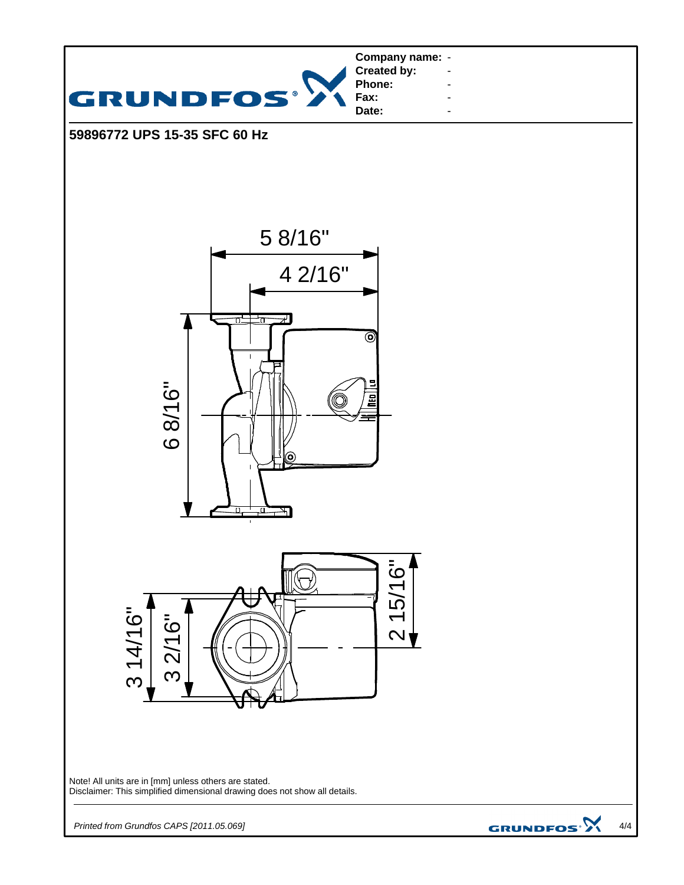| | |
|---|---|
| **Company name:** | - |
| **Created by:** | - |
| **Phone:** | - |
| **Fax:** | - |
| **Date:** | - |

**59896772 UPS 15-35 SFC 60 Hz**

5 8/16"

4 2/16"

6 8/16"

2 15/16"

3 14/16"

3 2/16"

Note! All units are in [mm] unless others are stated.
Disclaimer: This simplified dimensional drawing does not show all details.

*Printed from Grundfos CAPS [2011.05.069]*